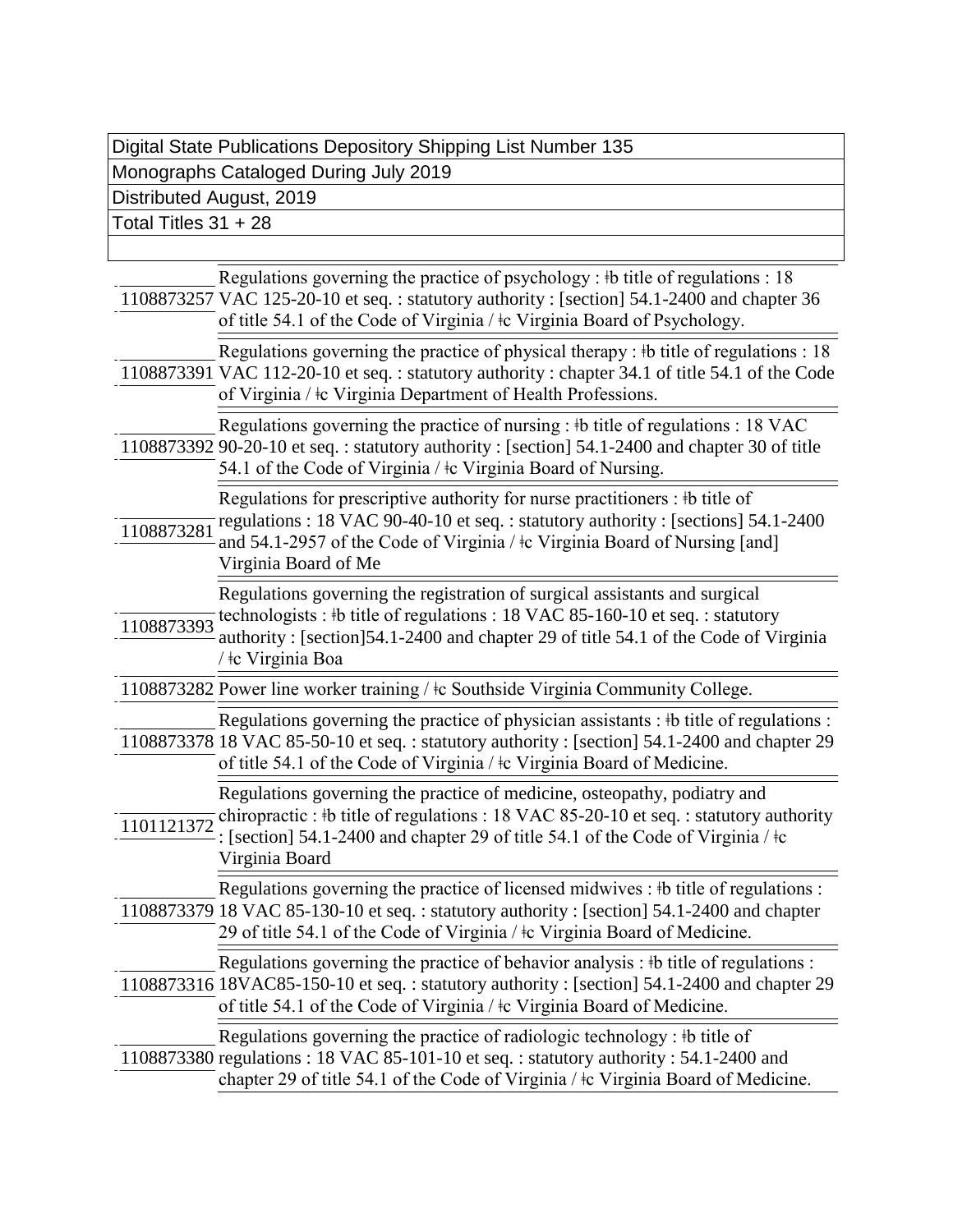| Digital State Publications Depository Shipping List Number 135 |
| --- |
| Monographs Cataloged During July 2019 |
| Distributed August, 2019 |
| Total Titles 31 + 28 |

| | |
| --- | --- |
| 1108873257 | Regulations governing the practice of psychology : ǂb title of regulations : 18 VAC 125-20-10 et seq. : statutory authority : [section] 54.1-2400 and chapter 36 of title 54.1 of the Code of Virginia / ǂc Virginia Board of Psychology. |
| 1108873391 | Regulations governing the practice of physical therapy : ǂb title of regulations : 18 VAC 112-20-10 et seq. : statutory authority : chapter 34.1 of title 54.1 of the Code of Virginia / ǂc Virginia Department of Health Professions. |
| 1108873392 | Regulations governing the practice of nursing : ǂb title of regulations : 18 VAC 90-20-10 et seq. : statutory authority : [section] 54.1-2400 and chapter 30 of title 54.1 of the Code of Virginia / ǂc Virginia Board of Nursing. |
| 1108873281 | Regulations for prescriptive authority for nurse practitioners : ǂb title of regulations : 18 VAC 90-40-10 et seq. : statutory authority : [sections] 54.1-2400 and 54.1-2957 of the Code of Virginia / ǂc Virginia Board of Nursing [and] Virginia Board of Me |
| 1108873393 | Regulations governing the registration of surgical assistants and surgical technologists : ǂb title of regulations : 18 VAC 85-160-10 et seq. : statutory authority : [section]54.1-2400 and chapter 29 of title 54.1 of the Code of Virginia / ǂc Virginia Boa |
| 1108873282 | Power line worker training / ǂc Southside Virginia Community College. |
| 1108873378 | Regulations governing the practice of physician assistants : ǂb title of regulations : 18 VAC 85-50-10 et seq. : statutory authority : [section] 54.1-2400 and chapter 29 of title 54.1 of the Code of Virginia / ǂc Virginia Board of Medicine. |
| 1101121372 | Regulations governing the practice of medicine, osteopathy, podiatry and chiropractic : ǂb title of regulations : 18 VAC 85-20-10 et seq. : statutory authority : [section] 54.1-2400 and chapter 29 of title 54.1 of the Code of Virginia / ǂc Virginia Board |
| 1108873379 | Regulations governing the practice of licensed midwives : ǂb title of regulations : 18 VAC 85-130-10 et seq. : statutory authority : [section] 54.1-2400 and chapter 29 of title 54.1 of the Code of Virginia / ǂc Virginia Board of Medicine. |
| 1108873316 | Regulations governing the practice of behavior analysis : ǂb title of regulations : 18VAC85-150-10 et seq. : statutory authority : [section] 54.1-2400 and chapter 29 of title 54.1 of the Code of Virginia / ǂc Virginia Board of Medicine. |
| 1108873380 | Regulations governing the practice of radiologic technology : ǂb title of regulations : 18 VAC 85-101-10 et seq. : statutory authority : 54.1-2400 and chapter 29 of title 54.1 of the Code of Virginia / ǂc Virginia Board of Medicine. |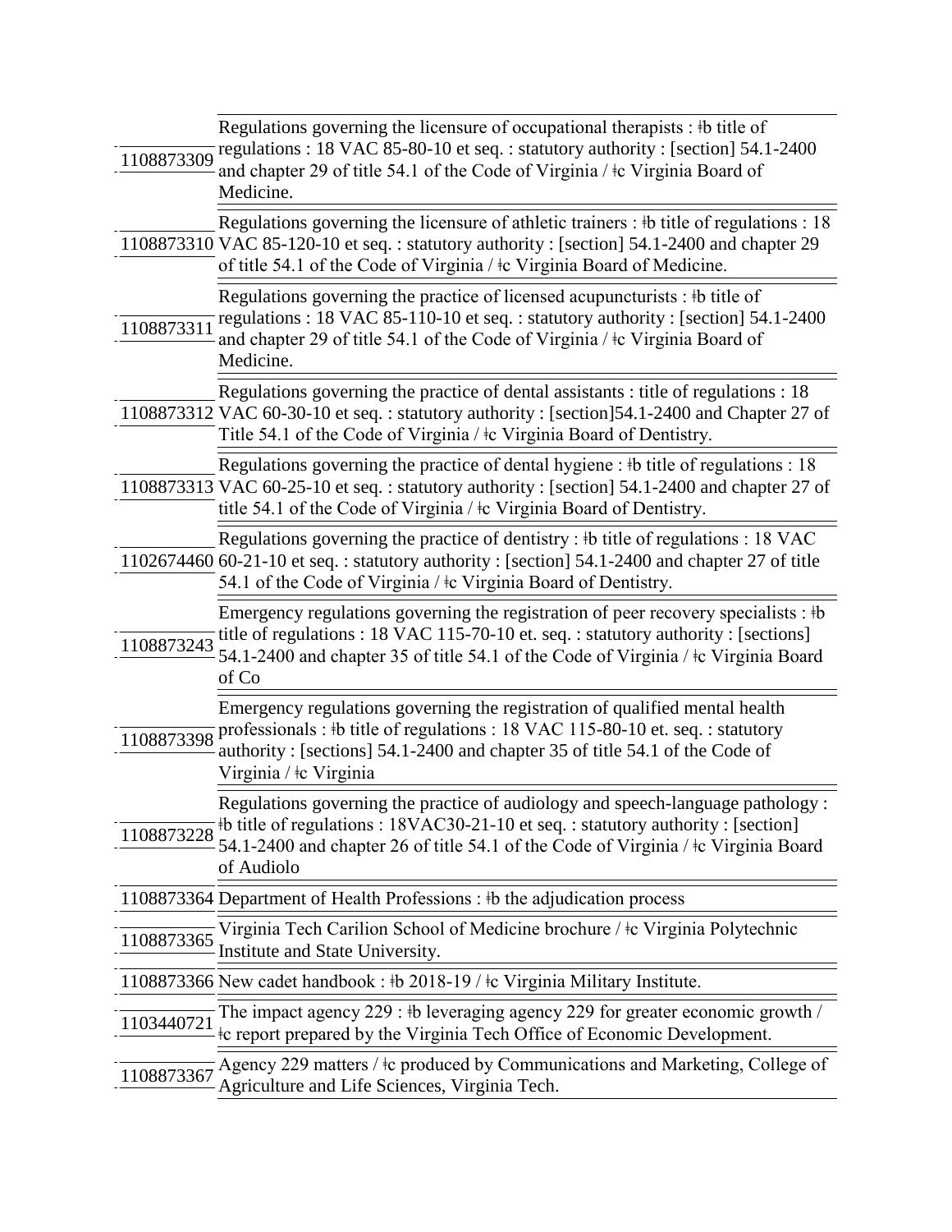| | |
|---|---|
| 1108873309 | Regulations governing the licensure of occupational therapists : ǂb title of regulations : 18 VAC 85-80-10 et seq. : statutory authority : [section] 54.1-2400 and chapter 29 of title 54.1 of the Code of Virginia / ǂc Virginia Board of Medicine. |
| 1108873310 | Regulations governing the licensure of athletic trainers : ǂb title of regulations : 18 VAC 85-120-10 et seq. : statutory authority : [section] 54.1-2400 and chapter 29 of title 54.1 of the Code of Virginia / ǂc Virginia Board of Medicine. |
| 1108873311 | Regulations governing the practice of licensed acupuncturists : ǂb title of regulations : 18 VAC 85-110-10 et seq. : statutory authority : [section] 54.1-2400 and chapter 29 of title 54.1 of the Code of Virginia / ǂc Virginia Board of Medicine. |
| 1108873312 | Regulations governing the practice of dental assistants : title of regulations : 18 VAC 60-30-10 et seq. : statutory authority : [section]54.1-2400 and Chapter 27 of Title 54.1 of the Code of Virginia / ǂc Virginia Board of Dentistry. |
| 1108873313 | Regulations governing the practice of dental hygiene : ǂb title of regulations : 18 VAC 60-25-10 et seq. : statutory authority : [section] 54.1-2400 and chapter 27 of title 54.1 of the Code of Virginia / ǂc Virginia Board of Dentistry. |
| 1102674460 | Regulations governing the practice of dentistry : ǂb title of regulations : 18 VAC 60-21-10 et seq. : statutory authority : [section] 54.1-2400 and chapter 27 of title 54.1 of the Code of Virginia / ǂc Virginia Board of Dentistry. |
| 1108873243 | Emergency regulations governing the registration of peer recovery specialists : ǂb title of regulations : 18 VAC 115-70-10 et. seq. : statutory authority : [sections] 54.1-2400 and chapter 35 of title 54.1 of the Code of Virginia / ǂc Virginia Board of Co |
| 1108873398 | Emergency regulations governing the registration of qualified mental health professionals : ǂb title of regulations : 18 VAC 115-80-10 et. seq. : statutory authority : [sections] 54.1-2400 and chapter 35 of title 54.1 of the Code of Virginia / ǂc Virginia |
| 1108873228 | Regulations governing the practice of audiology and speech-language pathology : ǂb title of regulations : 18VAC30-21-10 et seq. : statutory authority : [section] 54.1-2400 and chapter 26 of title 54.1 of the Code of Virginia / ǂc Virginia Board of Audiolo |
| 1108873364 | Department of Health Professions : ǂb the adjudication process |
| 1108873365 | Virginia Tech Carilion School of Medicine brochure / ǂc Virginia Polytechnic Institute and State University. |
| 1108873366 | New cadet handbook : ǂb 2018-19 / ǂc Virginia Military Institute. |
| 1103440721 | The impact agency 229 : ǂb leveraging agency 229 for greater economic growth / ǂc report prepared by the Virginia Tech Office of Economic Development. |
| 1108873367 | Agency 229 matters / ǂc produced by Communications and Marketing, College of Agriculture and Life Sciences, Virginia Tech. |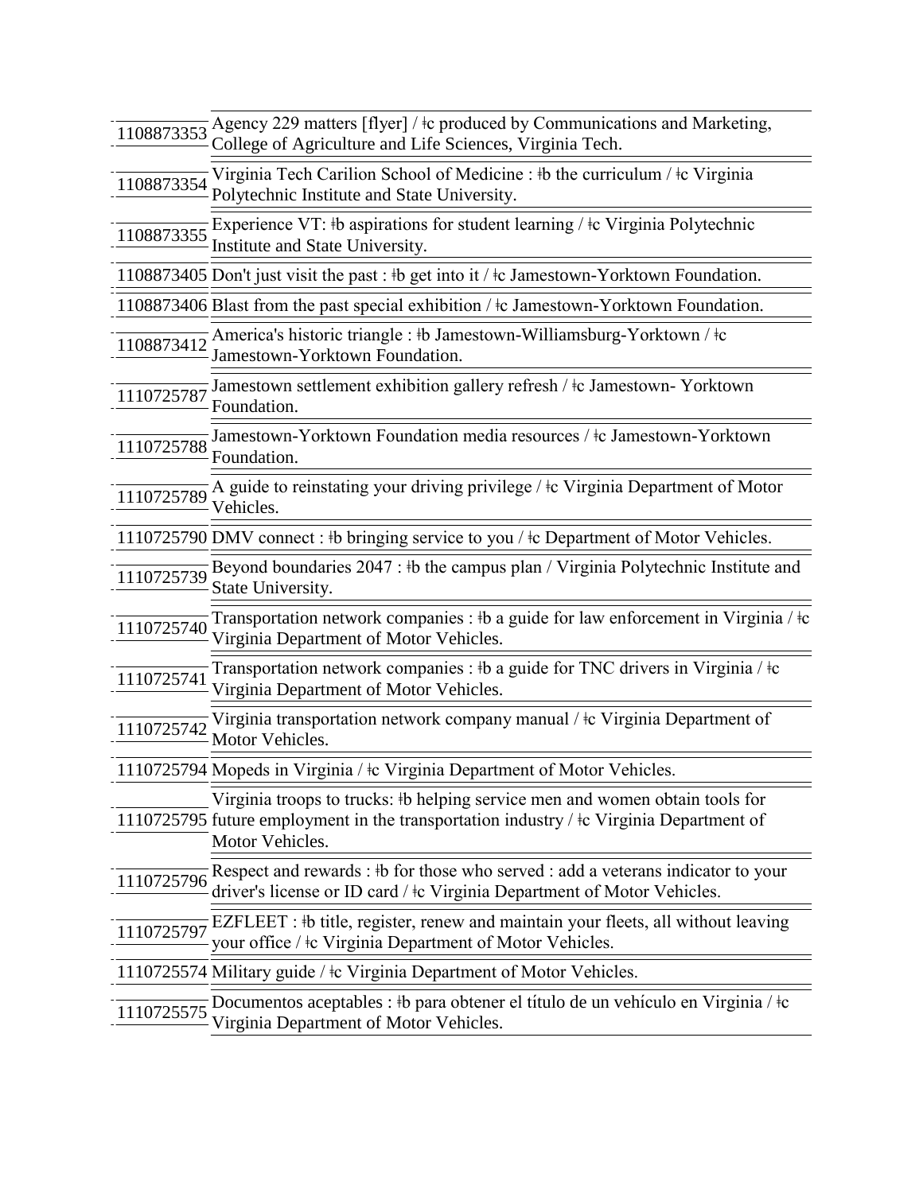| | |
|---|---|
| 1108873353 | Agency 229 matters [flyer] / ǂc produced by Communications and Marketing, College of Agriculture and Life Sciences, Virginia Tech. |
| 1108873354 | Virginia Tech Carilion School of Medicine : ǂb the curriculum / ǂc Virginia Polytechnic Institute and State University. |
| 1108873355 | Experience VT: ǂb aspirations for student learning / ǂc Virginia Polytechnic Institute and State University. |
| 1108873405 | Don't just visit the past : ǂb get into it / ǂc Jamestown-Yorktown Foundation. |
| 1108873406 | Blast from the past special exhibition / ǂc Jamestown-Yorktown Foundation. |
| 1108873412 | America's historic triangle : ǂb Jamestown-Williamsburg-Yorktown / ǂc Jamestown-Yorktown Foundation. |
| 1110725787 | Jamestown settlement exhibition gallery refresh / ǂc Jamestown- Yorktown Foundation. |
| 1110725788 | Jamestown-Yorktown Foundation media resources / ǂc Jamestown-Yorktown Foundation. |
| 1110725789 | A guide to reinstating your driving privilege / ǂc Virginia Department of Motor Vehicles. |
| 1110725790 | DMV connect : ǂb bringing service to you / ǂc Department of Motor Vehicles. |
| 1110725739 | Beyond boundaries 2047 : ǂb the campus plan / Virginia Polytechnic Institute and State University. |
| 1110725740 | Transportation network companies : ǂb a guide for law enforcement in Virginia / ǂc Virginia Department of Motor Vehicles. |
| 1110725741 | Transportation network companies : ǂb a guide for TNC drivers in Virginia / ǂc Virginia Department of Motor Vehicles. |
| 1110725742 | Virginia transportation network company manual / ǂc Virginia Department of Motor Vehicles. |
| 1110725794 | Mopeds in Virginia / ǂc Virginia Department of Motor Vehicles. |
| 1110725795 | Virginia troops to trucks: ǂb helping service men and women obtain tools for future employment in the transportation industry / ǂc Virginia Department of Motor Vehicles. |
| 1110725796 | Respect and rewards : ǂb for those who served : add a veterans indicator to your driver's license or ID card / ǂc Virginia Department of Motor Vehicles. |
| 1110725797 | EZFLEET : ǂb title, register, renew and maintain your fleets, all without leaving your office / ǂc Virginia Department of Motor Vehicles. |
| 1110725574 | Military guide / ǂc Virginia Department of Motor Vehicles. |
| 1110725575 | Documentos aceptables : ǂb para obtener el título de un vehículo en Virginia / ǂc Virginia Department of Motor Vehicles. |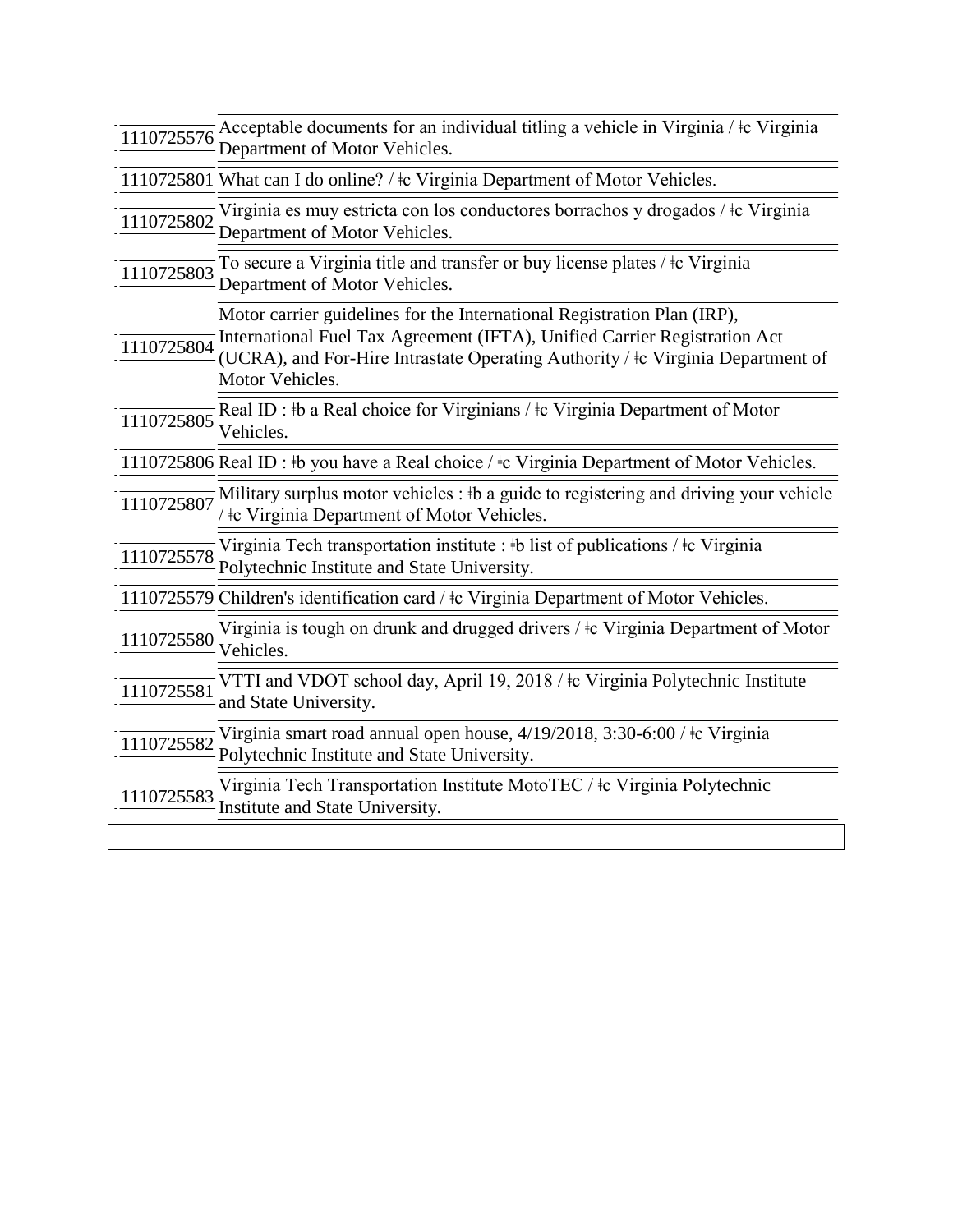| | |
|---|---|
| 1110725576 | Acceptable documents for an individual titling a vehicle in Virginia / ǂc Virginia Department of Motor Vehicles. |
| 1110725801 | What can I do online? / ǂc Virginia Department of Motor Vehicles. |
| 1110725802 | Virginia es muy estricta con los conductores borrachos y drogados / ǂc Virginia Department of Motor Vehicles. |
| 1110725803 | To secure a Virginia title and transfer or buy license plates / ǂc Virginia Department of Motor Vehicles. |
| 1110725804 | Motor carrier guidelines for the International Registration Plan (IRP), International Fuel Tax Agreement (IFTA), Unified Carrier Registration Act (UCRA), and For-Hire Intrastate Operating Authority / ǂc Virginia Department of Motor Vehicles. |
| 1110725805 | Real ID : ǂb a Real choice for Virginians / ǂc Virginia Department of Motor Vehicles. |
| 1110725806 | Real ID : ǂb you have a Real choice / ǂc Virginia Department of Motor Vehicles. |
| 1110725807 | Military surplus motor vehicles : ǂb a guide to registering and driving your vehicle / ǂc Virginia Department of Motor Vehicles. |
| 1110725578 | Virginia Tech transportation institute : ǂb list of publications / ǂc Virginia Polytechnic Institute and State University. |
| 1110725579 | Children's identification card / ǂc Virginia Department of Motor Vehicles. |
| 1110725580 | Virginia is tough on drunk and drugged drivers / ǂc Virginia Department of Motor Vehicles. |
| 1110725581 | VTTI and VDOT school day, April 19, 2018 / ǂc Virginia Polytechnic Institute and State University. |
| 1110725582 | Virginia smart road annual open house, 4/19/2018, 3:30-6:00 / ǂc Virginia Polytechnic Institute and State University. |
| 1110725583 | Virginia Tech Transportation Institute MotoTEC / ǂc Virginia Polytechnic Institute and State University. |